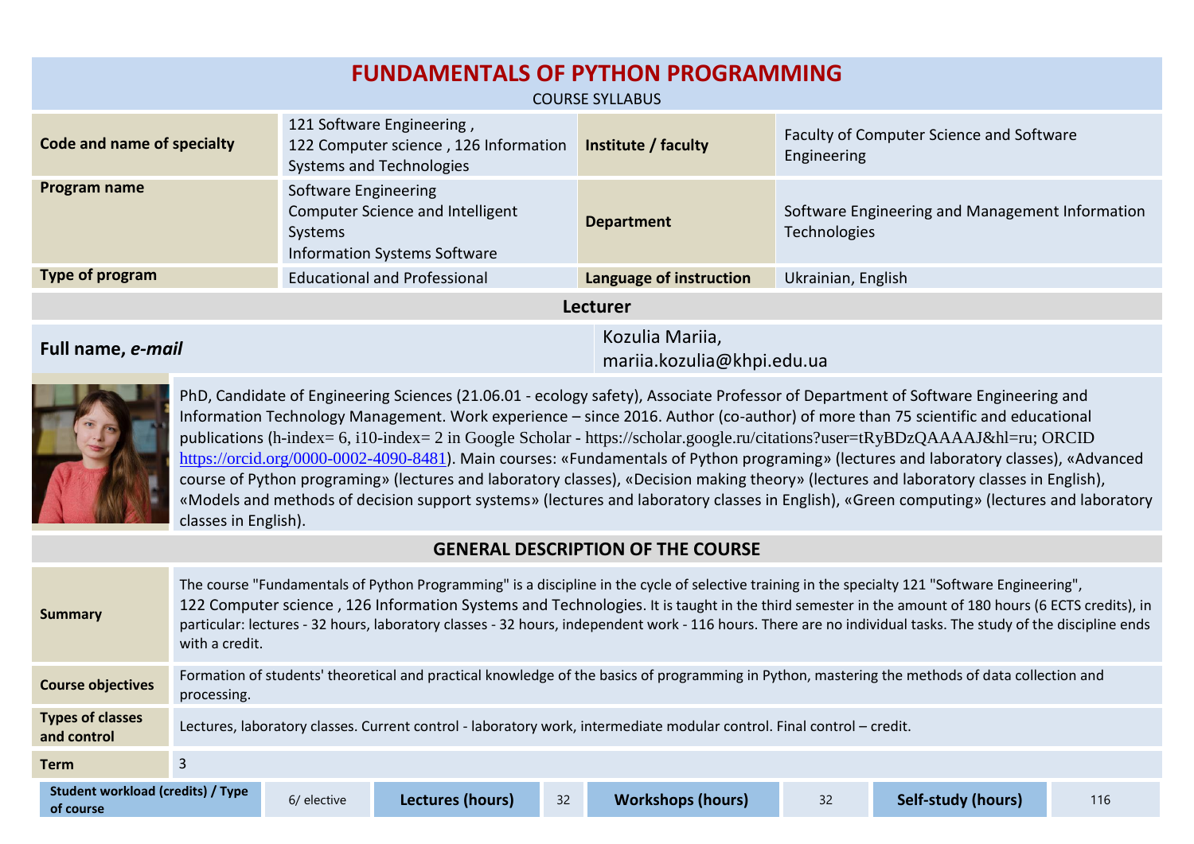# FUNDAMENTALS OF PYTHON PROGRAMMING

COURSE SYLLABUS

| | | | |
|---|---|---|---|
| **Code and name of specialty** | 121 Software Engineering , 122 Computer science , 126 Information Systems and Technologies | **Institute / faculty** | Faculty of Computer Science and Software Engineering |
| **Program name** | Software Engineering<br>Computer Science and Intelligent Systems<br>Information Systems Software | **Department** | Software Engineering and Management Information Technologies |
| **Type of program** | Educational and Professional | **Language of instruction** | Ukrainian, English |

## Lecturer

| | |
|---|---|
| **Full name, *e-mail*** | Kozulia Mariia, mariia.kozulia@khpi.edu.ua |

PhD, Candidate of Engineering Sciences (21.06.01 - ecology safety), Associate Professor of Department of Software Engineering and Information Technology Management. Work experience – since 2016. Author (co-author) of more than 75 scientific and educational publications (h-index= 6, i10-index= 2 in Google Scholar - https://scholar.google.ru/citations?user=tRyBDzQAAAAJ&hl=ru; ORCID https://orcid.org/0000-0002-4090-8481). Main courses: «Fundamentals of Python programing» (lectures and laboratory classes), «Advanced course of Python programing» (lectures and laboratory classes), «Decision making theory» (lectures and laboratory classes in English), «Models and methods of decision support systems» (lectures and laboratory classes in English), «Green computing» (lectures and laboratory classes in English).

## GENERAL DESCRIPTION OF THE COURSE

| | |
|---|---|
| **Summary** | The course "Fundamentals of Python Programming" is a discipline in the cycle of selective training in the specialty 121 "Software Engineering", 122 Computer science , 126 Information Systems and Technologies. It is taught in the third semester in the amount of 180 hours (6 ECTS credits), in particular: lectures - 32 hours, laboratory classes - 32 hours, independent work - 116 hours. There are no individual tasks. The study of the discipline ends with a credit. |
| **Course objectives** | Formation of students' theoretical and practical knowledge of the basics of programming in Python, mastering the methods of data collection and processing. |
| **Types of classes and control** | Lectures, laboratory classes. Current control - laboratory work, intermediate modular control. Final control – credit. |
| **Term** | 3 |

| | | | | | | | |
|---|---|---|---|---|---|---|---|
| **Student workload (credits) / Type of course** | 6/ elective | **Lectures (hours)** | 32 | **Workshops (hours)** | 32 | **Self-study (hours)** | 116 |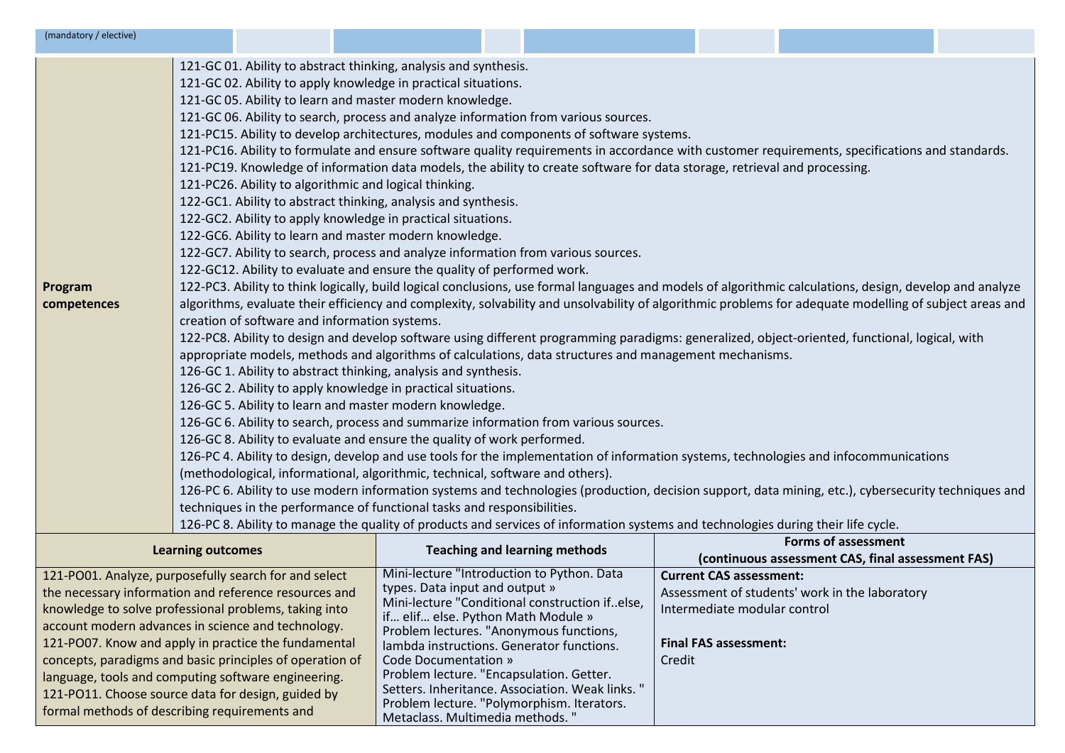| (mandatory / elective) | | | | | | | |
|---|---|---|---|---|---|---|---|

| | |
|---|---|
| **Program competences** | 121-GC 01. Ability to abstract thinking, analysis and synthesis.<br>121-GC 02. Ability to apply knowledge in practical situations.<br>121-GC 05. Ability to learn and master modern knowledge.<br>121-GC 06. Ability to search, process and analyze information from various sources.<br>121-PC15. Ability to develop architectures, modules and components of software systems.<br>121-PC16. Ability to formulate and ensure software quality requirements in accordance with customer requirements, specifications and standards.<br>121-PC19. Knowledge of information data models, the ability to create software for data storage, retrieval and processing.<br>121-PC26. Ability to algorithmic and logical thinking.<br>122-GC1. Ability to abstract thinking, analysis and synthesis.<br>122-GC2. Ability to apply knowledge in practical situations.<br>122-GC6. Ability to learn and master modern knowledge.<br>122-GC7. Ability to search, process and analyze information from various sources.<br>122-GC12. Ability to evaluate and ensure the quality of performed work.<br>122-PC3. Ability to think logically, build logical conclusions, use formal languages and models of algorithmic calculations, design, develop and analyze algorithms, evaluate their efficiency and complexity, solvability and unsolvability of algorithmic problems for adequate modelling of subject areas and creation of software and information systems.<br>122-PC8. Ability to design and develop software using different programming paradigms: generalized, object-oriented, functional, logical, with appropriate models, methods and algorithms of calculations, data structures and management mechanisms.<br>126-GC 1. Ability to abstract thinking, analysis and synthesis.<br>126-GC 2. Ability to apply knowledge in practical situations.<br>126-GC 5. Ability to learn and master modern knowledge.<br>126-GC 6. Ability to search, process and summarize information from various sources.<br>126-GC 8. Ability to evaluate and ensure the quality of work performed.<br>126-PC 4. Ability to design, develop and use tools for the implementation of information systems, technologies and infocommunications (methodological, informational, algorithmic, technical, software and others).<br>126-PC 6. Ability to use modern information systems and technologies (production, decision support, data mining, etc.), cybersecurity techniques and techniques in the performance of functional tasks and responsibilities.<br>126-PC 8. Ability to manage the quality of products and services of information systems and technologies during their life cycle. |

| **Learning outcomes** | **Teaching and learning methods** | **Forms of assessment (continuous assessment CAS, final assessment FAS)** |
|---|---|---|
| 121-PO01. Analyze, purposefully search for and select the necessary information and reference resources and knowledge to solve professional problems, taking into account modern advances in science and technology.<br>121-PO07. Know and apply in practice the fundamental concepts, paradigms and basic principles of operation of language, tools and computing software engineering.<br>121-PO11. Choose source data for design, guided by formal methods of describing requirements and | Mini-lecture "Introduction to Python. Data types. Data input and output »<br>Mini-lecture "Conditional construction if..else, if… elif… else. Python Math Module »<br>Problem lectures. "Anonymous functions, lambda instructions. Generator functions. Code Documentation »<br>Problem lecture. "Encapsulation. Getter. Setters. Inheritance. Association. Weak links. "<br>Problem lecture. "Polymorphism. Iterators. Metaclass. Multimedia methods. " | **Current CAS assessment:**<br>Assessment of students' work in the laboratory<br>Intermediate modular control<br><br>**Final FAS assessment:**<br>Credit |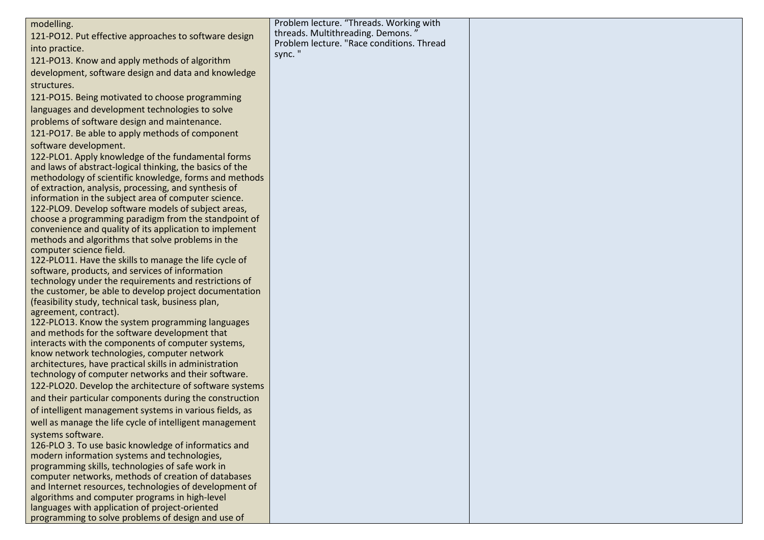| | | |
|---|---|---|
| modelling.<br>121-PO12. Put effective approaches to software design into practice.<br>121-PO13. Know and apply methods of algorithm development, software design and data and knowledge structures.<br>121-PO15. Being motivated to choose programming languages and development technologies to solve problems of software design and maintenance.<br>121-PO17. Be able to apply methods of component software development.<br>122-PLO1. Apply knowledge of the fundamental forms and laws of abstract-logical thinking, the basics of the methodology of scientific knowledge, forms and methods of extraction, analysis, processing, and synthesis of information in the subject area of computer science.<br>122-PLO9. Develop software models of subject areas, choose a programming paradigm from the standpoint of convenience and quality of its application to implement methods and algorithms that solve problems in the computer science field.<br>122-PLO11. Have the skills to manage the life cycle of software, products, and services of information technology under the requirements and restrictions of the customer, be able to develop project documentation (feasibility study, technical task, business plan, agreement, contract).<br>122-PLO13. Know the system programming languages and methods for the software development that interacts with the components of computer systems, know network technologies, computer network architectures, have practical skills in administration technology of computer networks and their software.<br>122-PLO20. Develop the architecture of software systems and their particular components during the construction of intelligent management systems in various fields, as well as manage the life cycle of intelligent management systems software.<br>126-PLO 3. To use basic knowledge of informatics and modern information systems and technologies, programming skills, technologies of safe work in computer networks, methods of creation of databases and Internet resources, technologies of development of algorithms and computer programs in high-level languages with application of project-oriented programming to solve problems of design and use of | Problem lecture. "Threads. Working with threads. Multithreading. Demons. "<br>Problem lecture. "Race conditions. Thread sync. " | |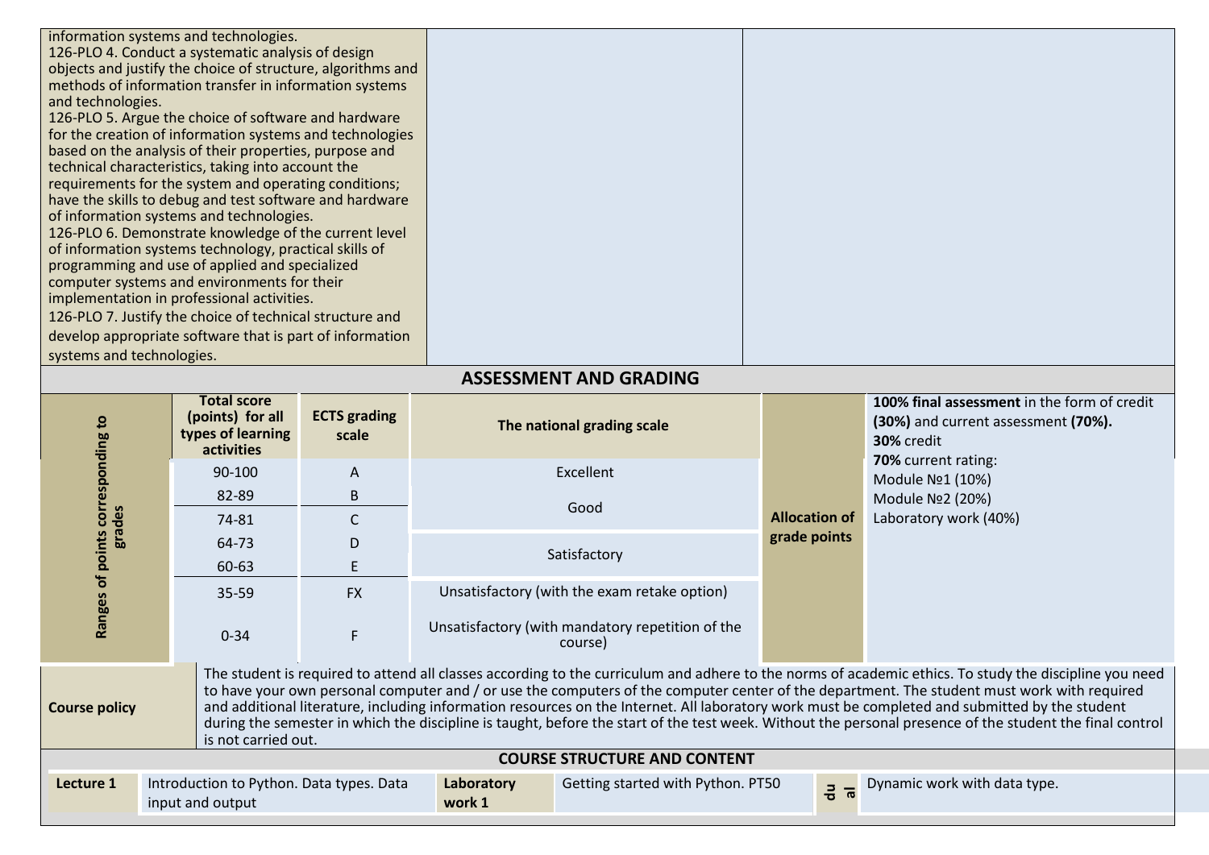information systems and technologies.
126-PLO 4. Conduct a systematic analysis of design objects and justify the choice of structure, algorithms and methods of information transfer in information systems and technologies.
126-PLO 5. Argue the choice of software and hardware for the creation of information systems and technologies based on the analysis of their properties, purpose and technical characteristics, taking into account the requirements for the system and operating conditions; have the skills to debug and test software and hardware of information systems and technologies.
126-PLO 6. Demonstrate knowledge of the current level of information systems technology, practical skills of programming and use of applied and specialized computer systems and environments for their implementation in professional activities.
126-PLO 7. Justify the choice of technical structure and develop appropriate software that is part of information systems and technologies.

## ASSESSMENT AND GRADING

| Ranges of points corresponding to grades | Total score (points) for all types of learning activities | ECTS grading scale | The national grading scale | Allocation of grade points | 100% final assessment in the form of credit (30%) and current assessment (70%). |
|---|---|---|---|---|---|
| | 90-100 | A | Excellent | | 30% credit |
| | 82-89 | B | Good | | 70% current rating: |
| | 74-81 | C | Good | | Module №1 (10%) |
| | 64-73 | D | Satisfactory | | Module №2 (20%) |
| | 60-63 | E | Satisfactory | | Laboratory work (40%) |
| | 35-59 | FX | Unsatisfactory (with the exam retake option) | | |
| | 0-34 | F | Unsatisfactory (with mandatory repetition of the course) | | |

**Course policy**

The student is required to attend all classes according to the curriculum and adhere to the norms of academic ethics. To study the discipline you need to have your own personal computer and / or use the computers of the computer center of the department. The student must work with required and additional literature, including information resources on the Internet. All laboratory work must be completed and submitted by the student during the semester in which the discipline is taught, before the start of the test week. Without the personal presence of the student the final control is not carried out.

## COURSE STRUCTURE AND CONTENT

| | | | | | |
|---|---|---|---|---|---|
| **Lecture 1** | Introduction to Python. Data types. Data input and output | **Laboratory work 1** | Getting started with Python. PT50 | | Dynamic work with data type. |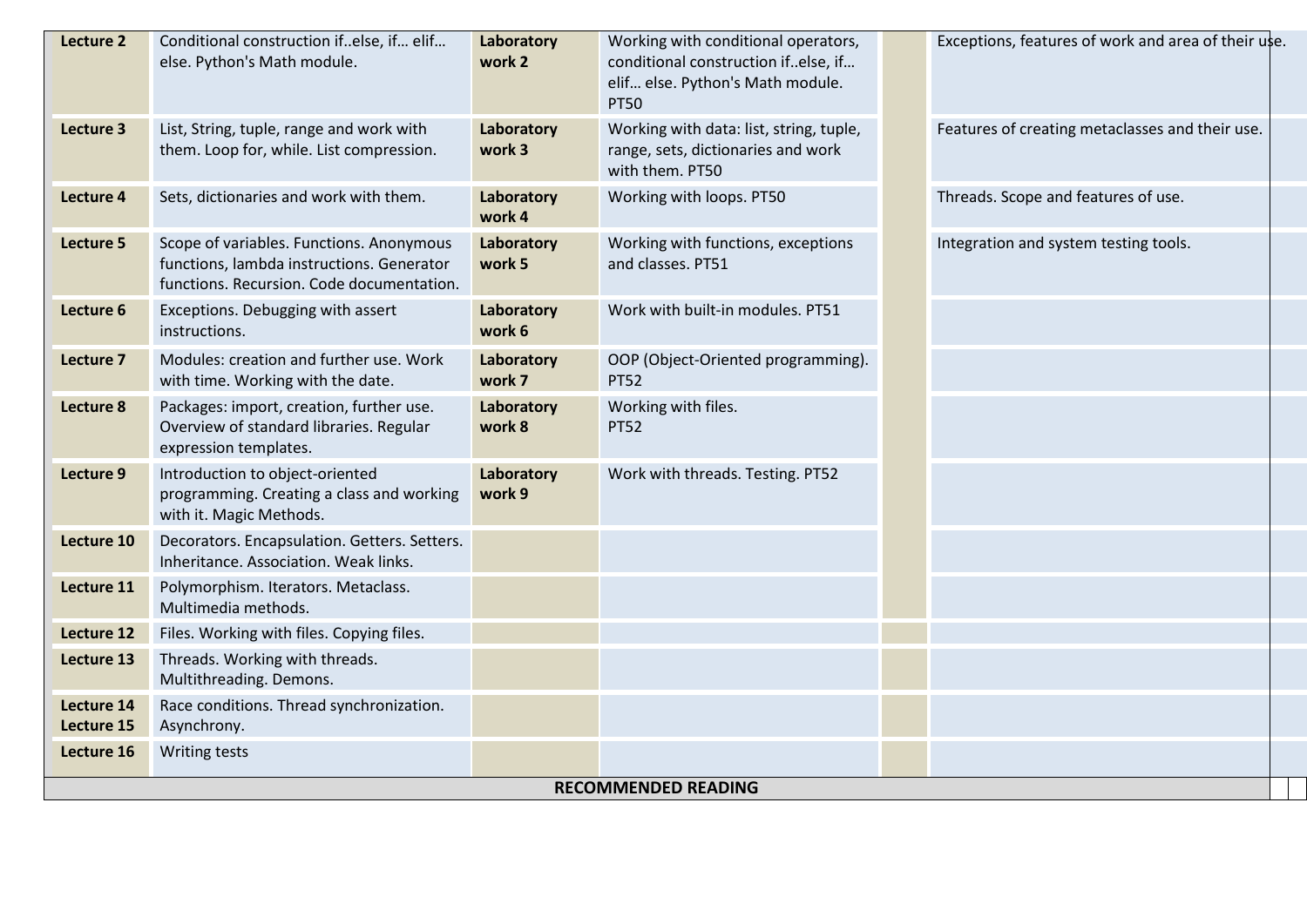| | | | | | |
|---|---|---|---|---|---|
| **Lecture 2** | Conditional construction if..else, if… elif… else. Python's Math module. | **Laboratory work 2** | Working with conditional operators, conditional construction if..else, if… elif… else. Python's Math module. PT50 | | Exceptions, features of work and area of their use. |
| **Lecture 3** | List, String, tuple, range and work with them. Loop for, while. List compression. | **Laboratory work 3** | Working with data: list, string, tuple, range, sets, dictionaries and work with them. PT50 | | Features of creating metaclasses and their use. |
| **Lecture 4** | Sets, dictionaries and work with them. | **Laboratory work 4** | Working with loops. PT50 | | Threads. Scope and features of use. |
| **Lecture 5** | Scope of variables. Functions. Anonymous functions, lambda instructions. Generator functions. Recursion. Code documentation. | **Laboratory work 5** | Working with functions, exceptions and classes. PT51 | | Integration and system testing tools. |
| **Lecture 6** | Exceptions. Debugging with assert instructions. | **Laboratory work 6** | Work with built-in modules. PT51 | | |
| **Lecture 7** | Modules: creation and further use. Work with time. Working with the date. | **Laboratory work 7** | OOP (Object-Oriented programming). PT52 | | |
| **Lecture 8** | Packages: import, creation, further use. Overview of standard libraries. Regular expression templates. | **Laboratory work 8** | Working with files. PT52 | | |
| **Lecture 9** | Introduction to object-oriented programming. Creating a class and working with it. Magic Methods. | **Laboratory work 9** | Work with threads. Testing. PT52 | | |
| **Lecture 10** | Decorators. Encapsulation. Getters. Setters. Inheritance. Association. Weak links. | | | | |
| **Lecture 11** | Polymorphism. Iterators. Metaclass. Multimedia methods. | | | | |
| **Lecture 12** | Files. Working with files. Copying files. | | | | |
| **Lecture 13** | Threads. Working with threads. Multithreading. Demons. | | | | |
| **Lecture 14** **Lecture 15** | Race conditions. Thread synchronization. Asynchrony. | | | | |
| **Lecture 16** | Writing tests | | | | |

**RECOMMENDED READING**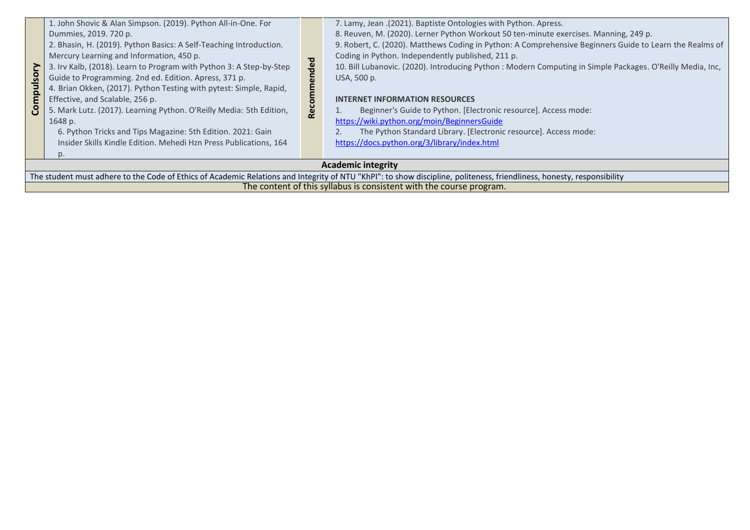| | | | |
|---|---|---|---|
| **Compulsory** | 1. John Shovic & Alan Simpson. (2019). Python All-in-One. For Dummies, 2019. 720 p.<br>2. Bhasin, H. (2019). Python Basics: A Self-Teaching Introduction. Mercury Learning and Information, 450 p.<br>3. Irv Kalb, (2018). Learn to Program with Python 3: A Step-by-Step Guide to Programming. 2nd ed. Edition. Apress, 371 p.<br>4. Brian Okken, (2017). Python Testing with pytest: Simple, Rapid, Effective, and Scalable, 256 p.<br>5. Mark Lutz. (2017). Learning Python. O'Reilly Media: 5th Edition, 1648 p.<br>6. Python Tricks and Tips Magazine: 5th Edition. 2021: Gain Insider Skills Kindle Edition. Mehedi Hzn Press Publications, 164 p. | **Recommended** | 7. Lamy, Jean .(2021). Baptiste Ontologies with Python. Apress.<br>8. Reuven, M. (2020). Lerner Python Workout 50 ten-minute exercises. Manning, 249 p.<br>9. Robert, C. (2020). Matthews Coding in Python: A Comprehensive Beginners Guide to Learn the Realms of Coding in Python. Independently published, 211 p.<br>10. Bill Lubanovic. (2020). Introducing Python : Modern Computing in Simple Packages. O'Reilly Media, Inc, USA, 500 p.<br><br>**INTERNET INFORMATION RESOURCES**<br>1. Beginner's Guide to Python. [Electronic resource]. Access mode: https://wiki.python.org/moin/BeginnersGuide<br>2. The Python Standard Library. [Electronic resource]. Access mode: https://docs.python.org/3/library/index.html |

**Academic integrity**

The student must adhere to the Code of Ethics of Academic Relations and Integrity of NTU "KhPI": to show discipline, politeness, friendliness, honesty, responsibility

The content of this syllabus is consistent with the course program.